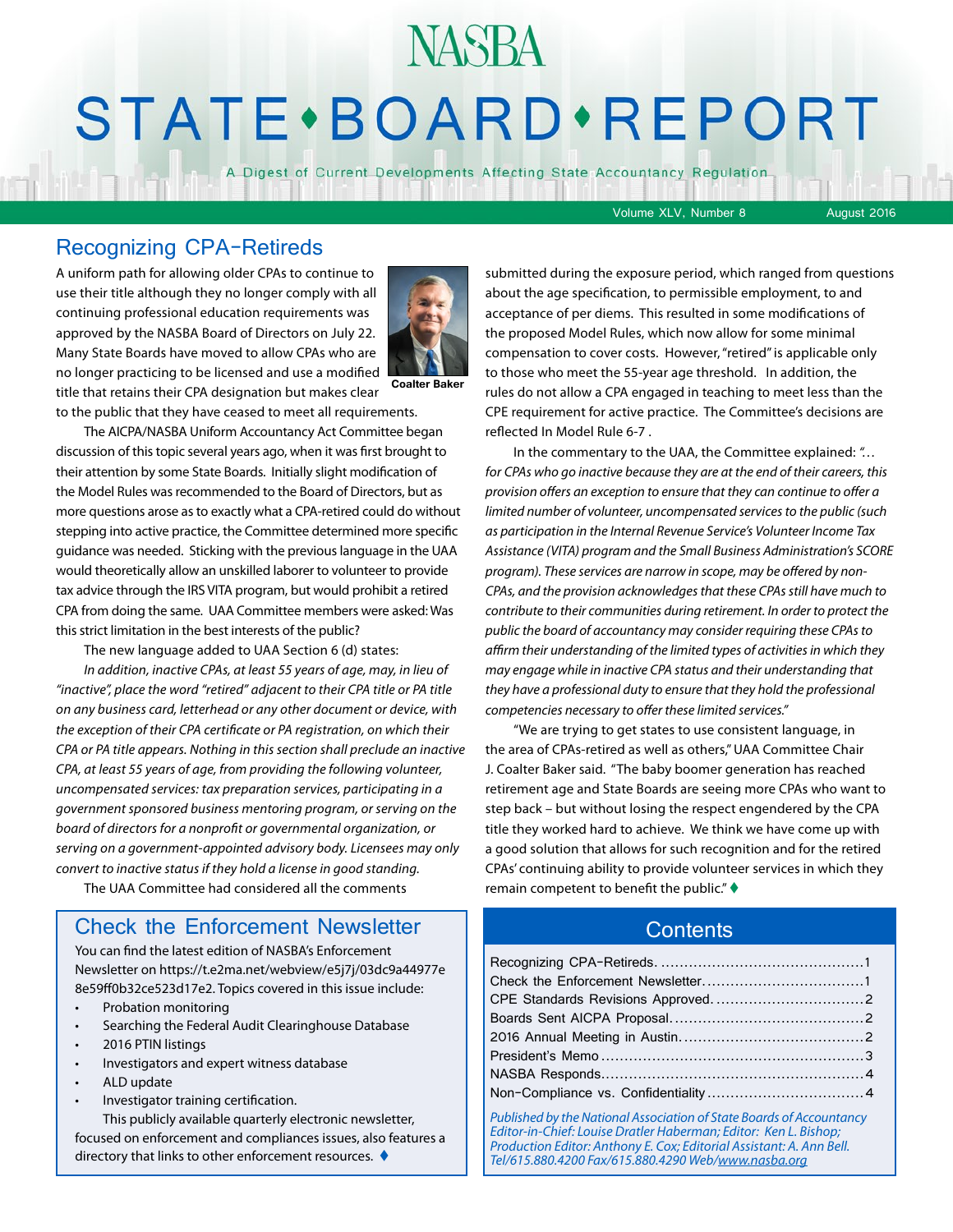# NASBA STATE • BOARD • REPORT

A Digest of Current Developments Affecting State Accountancy Regulation

Volume XLV, Number 8 August 2016

## Recognizing CPA-Retireds

Coalter Baker

A uniform path for allowing older CPAs to continue to use their title although they no longer comply with all continuing professional education requirements was approved by the NASBA Board of Directors on July 22. Many State Boards have moved to allow CPAs who are no longer practicing to be licensed and use a modified title that retains their CPA designation but makes clear to the public that they have ceased to meet all requirements.

The AICPA/NASBA Uniform Accountancy Act Committee began discussion of this topic several years ago, when it was first brought to their attention by some State Boards. Initially slight modification of the Model Rules was recommended to the Board of Directors, but as more questions arose as to exactly what a CPA-retired could do without stepping into active practice, the Committee determined more specific guidance was needed. Sticking with the previous language in the UAA would theoretically allow an unskilled laborer to volunteer to provide tax advice through the IRS VITA program, but would prohibit a retired CPA from doing the same. UAA Committee members were asked: Was this strict limitation in the best interests of the public?

The new language added to UAA Section 6 (d) states:

*In addition, inactive CPAs, at least 55 years of age, may, in lieu of "inactive", place the word "retired" adjacent to their CPA title or PA title on any business card, letterhead or any other document or device, with the exception of their CPA certificate or PA registration, on which their CPA or PA title appears. Nothing in this section shall preclude an inactive CPA, at least 55 years of age, from providing the following volunteer, uncompensated services: tax preparation services, participating in a government sponsored business mentoring program, or serving on the board of directors for a nonprofit or governmental organization, or serving on a government-appointed advisory body. Licensees may only convert to inactive status if they hold a license in good standing.*

The UAA Committee had considered all the comments submitted during the exposure period, which ranged from questions about the age specification, to permissible employment, to and acceptance of per diems. This resulted in some modifications of the proposed Model Rules, which now allow for some minimal compensation to cover costs. However, "retired" is applicable only to those who meet the 55-year age threshold. In addition, the rules do not allow a CPA engaged in teaching to meet less than the CPE requirement for active practice. The Committee's decisions are reflected In Model Rule 6-7 .

In the commentary to the UAA, the Committee explained: *"… for CPAs who go inactive because they are at the end of their careers, this provision offers an exception to ensure that they can continue to offer a limited number of volunteer, uncompensated services to the public (such as participation in the Internal Revenue Service's Volunteer Income Tax Assistance (VITA) program and the Small Business Administration's SCORE program). These services are narrow in scope, may be offered by non-CPAs, and the provision acknowledges that these CPAs still have much to contribute to their communities during retirement. In order to protect the public the board of accountancy may consider requiring these CPAs to affirm their understanding of the limited types of activities in which they may engage while in inactive CPA status and their understanding that they have a professional duty to ensure that they hold the professional competencies necessary to offer these limited services."*

"We are trying to get states to use consistent language, in the area of CPAs-retired as well as others," UAA Committee Chair J. Coalter Baker said. "The baby boomer generation has reached retirement age and State Boards are seeing more CPAs who want to step back – but without losing the respect engendered by the CPA title they worked hard to achieve. We think we have come up with a good solution that allows for such recognition and for the retired CPAs' continuing ability to provide volunteer services in which they remain competent to benefit the public." ♦

## Check the Enforcement Newsletter

You can find the latest edition of NASBA's Enforcement Newsletter on https://t.e2ma.net/webview/e5j7j/03dc9a44977e8e59ff0b32ce523d17e2. Topics covered in this issue include:

- Probation monitoring
- Searching the Federal Audit Clearinghouse Database
- 2016 PTIN listings
- Investigators and expert witness database
- ALD update
- Investigator training certification.

This publicly available quarterly electronic newsletter, focused on enforcement and compliances issues, also features a directory that links to other enforcement resources. ♦

## Contents

| | |
|---|---|
| Recognizing CPA-Retireds | 1 |
| Check the Enforcement Newsletter | 1 |
| CPE Standards Revisions Approved | 2 |
| Boards Sent AICPA Proposal | 2 |
| 2016 Annual Meeting in Austin | 2 |
| President's Memo | 3 |
| NASBA Responds | 4 |
| Non-Compliance vs. Confidentiality | 4 |

*Published by the National Association of State Boards of Accountancy*
*Editor-in-Chief: Louise Dratler Haberman; Editor: Ken L. Bishop; Production Editor: Anthony E. Cox; Editorial Assistant: A. Ann Bell.*
*Tel/615.880.4200 Fax/615.880.4290 Web/www.nasba.org*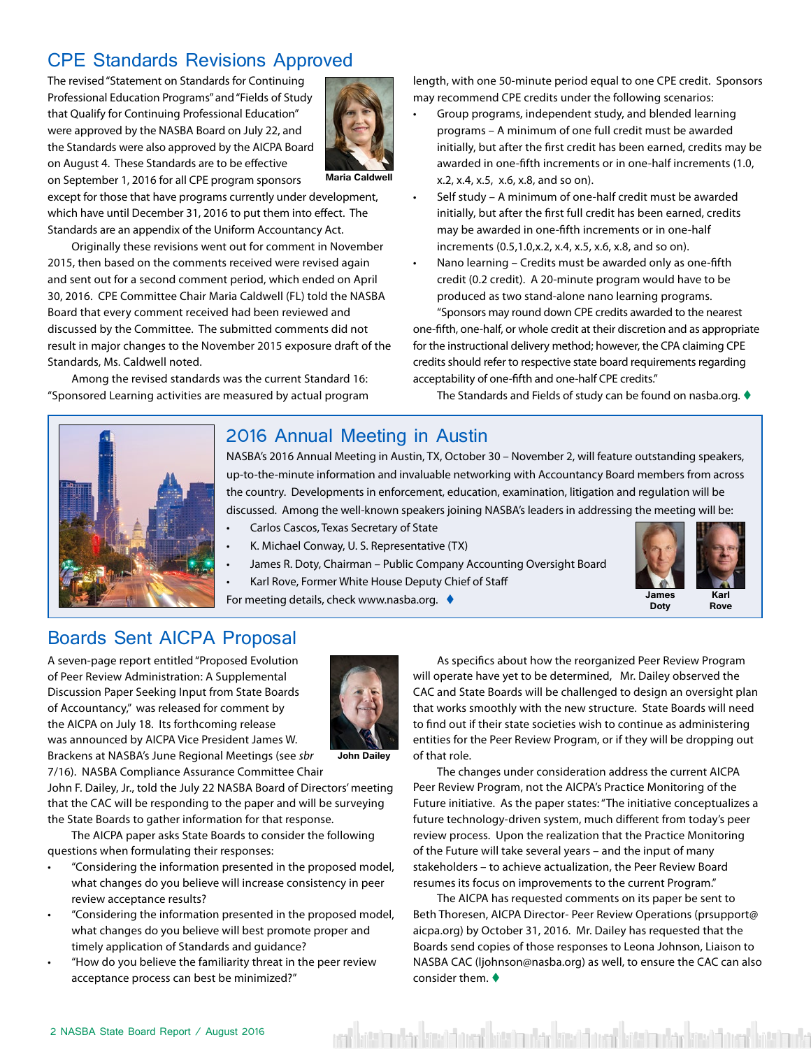## CPE Standards Revisions Approved

Maria Caldwell

The revised "Statement on Standards for Continuing Professional Education Programs" and "Fields of Study that Qualify for Continuing Professional Education" were approved by the NASBA Board on July 22, and the Standards were also approved by the AICPA Board on August 4. These Standards are to be effective on September 1, 2016 for all CPE program sponsors except for those that have programs currently under development, which have until December 31, 2016 to put them into effect. The Standards are an appendix of the Uniform Accountancy Act.

Originally these revisions went out for comment in November 2015, then based on the comments received were revised again and sent out for a second comment period, which ended on April 30, 2016. CPE Committee Chair Maria Caldwell (FL) told the NASBA Board that every comment received had been reviewed and discussed by the Committee. The submitted comments did not result in major changes to the November 2015 exposure draft of the Standards, Ms. Caldwell noted.

Among the revised standards was the current Standard 16: "Sponsored Learning activities are measured by actual program length, with one 50-minute period equal to one CPE credit. Sponsors may recommend CPE credits under the following scenarios:

- Group programs, independent study, and blended learning programs – A minimum of one full credit must be awarded initially, but after the first credit has been earned, credits may be awarded in one-fifth increments or in one-half increments (1.0, x.2, x.4, x.5, x.6, x.8, and so on).
- Self study – A minimum of one-half credit must be awarded initially, but after the first full credit has been earned, credits may be awarded in one-fifth increments or in one-half increments (0.5,1.0,x.2, x.4, x.5, x.6, x.8, and so on).
- Nano learning – Credits must be awarded only as one-fifth credit (0.2 credit). A 20-minute program would have to be produced as two stand-alone nano learning programs.

"Sponsors may round down CPE credits awarded to the nearest one-fifth, one-half, or whole credit at their discretion and as appropriate for the instructional delivery method; however, the CPA claiming CPE credits should refer to respective state board requirements regarding acceptability of one-fifth and one-half CPE credits."

The Standards and Fields of study can be found on nasba.org. ♦

## 2016 Annual Meeting in Austin

NASBA's 2016 Annual Meeting in Austin, TX, October 30 – November 2, will feature outstanding speakers, up-to-the-minute information and invaluable networking with Accountancy Board members from across the country. Developments in enforcement, education, examination, litigation and regulation will be discussed. Among the well-known speakers joining NASBA's leaders in addressing the meeting will be:

- Carlos Cascos, Texas Secretary of State
- K. Michael Conway, U. S. Representative (TX)
- James R. Doty, Chairman – Public Company Accounting Oversight Board
- Karl Rove, Former White House Deputy Chief of Staff

For meeting details, check www.nasba.org. ♦

James Doty

Karl Rove

## Boards Sent AICPA Proposal

John Dailey

A seven-page report entitled "Proposed Evolution of Peer Review Administration: A Supplemental Discussion Paper Seeking Input from State Boards of Accountancy," was released for comment by the AICPA on July 18. Its forthcoming release was announced by AICPA Vice President James W. Brackens at NASBA's June Regional Meetings (see *sbr* 7/16). NASBA Compliance Assurance Committee Chair John F. Dailey, Jr., told the July 22 NASBA Board of Directors' meeting that the CAC will be responding to the paper and will be surveying the State Boards to gather information for that response.

The AICPA paper asks State Boards to consider the following questions when formulating their responses:

- "Considering the information presented in the proposed model, what changes do you believe will increase consistency in peer review acceptance results?
- "Considering the information presented in the proposed model, what changes do you believe will best promote proper and timely application of Standards and guidance?
- "How do you believe the familiarity threat in the peer review acceptance process can best be minimized?"

As specifics about how the reorganized Peer Review Program will operate have yet to be determined, Mr. Dailey observed the CAC and State Boards will be challenged to design an oversight plan that works smoothly with the new structure. State Boards will need to find out if their state societies wish to continue as administering entities for the Peer Review Program, or if they will be dropping out of that role.

The changes under consideration address the current AICPA Peer Review Program, not the AICPA's Practice Monitoring of the Future initiative. As the paper states: "The initiative conceptualizes a future technology-driven system, much different from today's peer review process. Upon the realization that the Practice Monitoring of the Future will take several years – and the input of many stakeholders – to achieve actualization, the Peer Review Board resumes its focus on improvements to the current Program."

The AICPA has requested comments on its paper be sent to Beth Thoresen, AICPA Director- Peer Review Operations (prsupport@aicpa.org) by October 31, 2016. Mr. Dailey has requested that the Boards send copies of those responses to Leona Johnson, Liaison to NASBA CAC (ljohnson@nasba.org) as well, to ensure the CAC can also consider them. ♦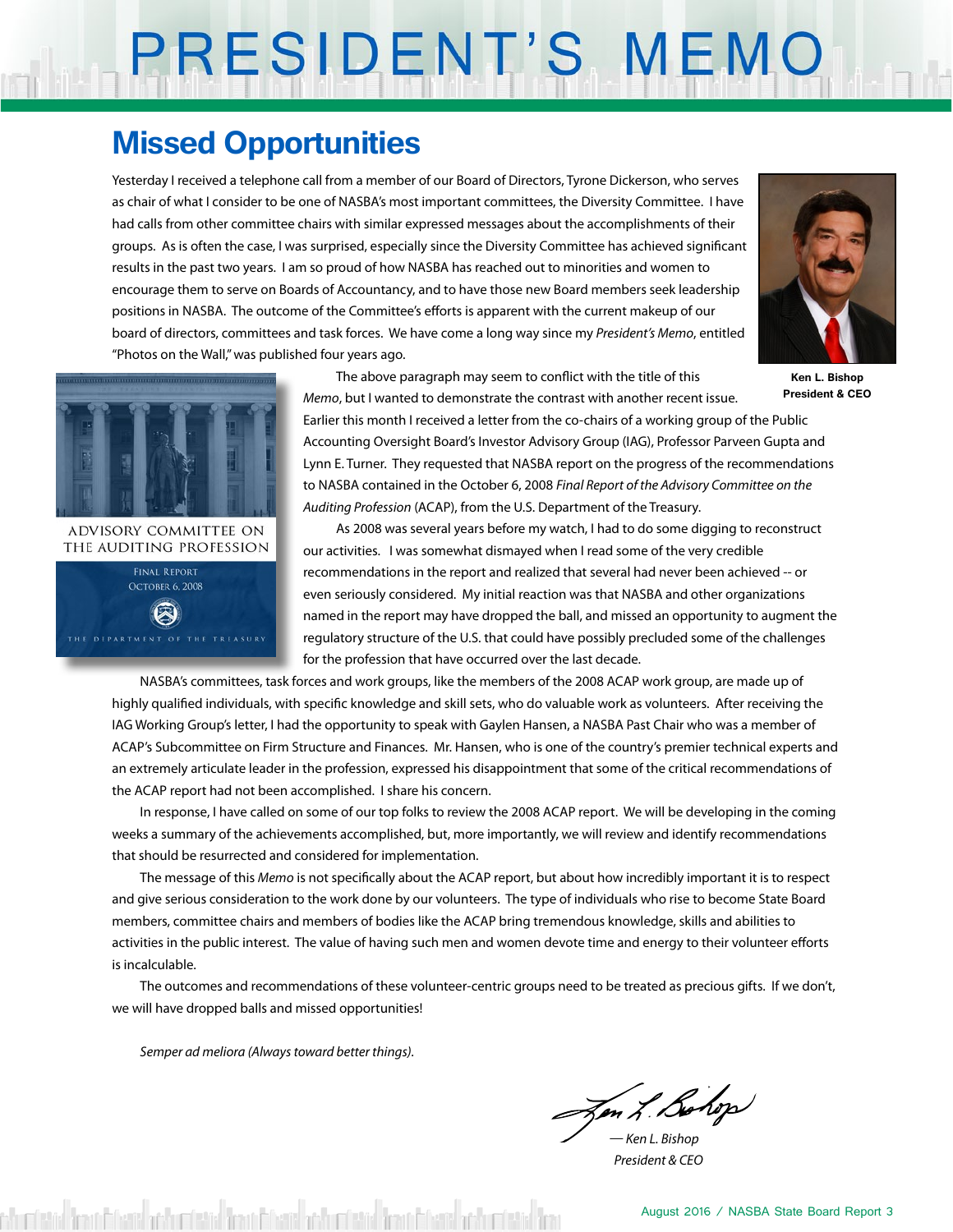# PRESIDENT'S MEMO

## Missed Opportunities

Yesterday I received a telephone call from a member of our Board of Directors, Tyrone Dickerson, who serves as chair of what I consider to be one of NASBA's most important committees, the Diversity Committee. I have had calls from other committee chairs with similar expressed messages about the accomplishments of their groups. As is often the case, I was surprised, especially since the Diversity Committee has achieved significant results in the past two years. I am so proud of how NASBA has reached out to minorities and women to encourage them to serve on Boards of Accountancy, and to have those new Board members seek leadership positions in NASBA. The outcome of the Committee's efforts is apparent with the current makeup of our board of directors, committees and task forces. We have come a long way since my *President's Memo*, entitled "Photos on the Wall," was published four years ago.

**Ken L. Bishop**
**President & CEO**

ADVISORY COMMITTEE ON THE AUDITING PROFESSION
FINAL REPORT
OCTOBER 6, 2008
THE DEPARTMENT OF THE TREASURY

The above paragraph may seem to conflict with the title of this *Memo*, but I wanted to demonstrate the contrast with another recent issue. Earlier this month I received a letter from the co-chairs of a working group of the Public Accounting Oversight Board's Investor Advisory Group (IAG), Professor Parveen Gupta and Lynn E. Turner. They requested that NASBA report on the progress of the recommendations to NASBA contained in the October 6, 2008 *Final Report of the Advisory Committee on the Auditing Profession* (ACAP), from the U.S. Department of the Treasury.

As 2008 was several years before my watch, I had to do some digging to reconstruct our activities. I was somewhat dismayed when I read some of the very credible recommendations in the report and realized that several had never been achieved -- or even seriously considered. My initial reaction was that NASBA and other organizations named in the report may have dropped the ball, and missed an opportunity to augment the regulatory structure of the U.S. that could have possibly precluded some of the challenges for the profession that have occurred over the last decade.

NASBA's committees, task forces and work groups, like the members of the 2008 ACAP work group, are made up of highly qualified individuals, with specific knowledge and skill sets, who do valuable work as volunteers. After receiving the IAG Working Group's letter, I had the opportunity to speak with Gaylen Hansen, a NASBA Past Chair who was a member of ACAP's Subcommittee on Firm Structure and Finances. Mr. Hansen, who is one of the country's premier technical experts and an extremely articulate leader in the profession, expressed his disappointment that some of the critical recommendations of the ACAP report had not been accomplished. I share his concern.

In response, I have called on some of our top folks to review the 2008 ACAP report. We will be developing in the coming weeks a summary of the achievements accomplished, but, more importantly, we will review and identify recommendations that should be resurrected and considered for implementation.

The message of this *Memo* is not specifically about the ACAP report, but about how incredibly important it is to respect and give serious consideration to the work done by our volunteers. The type of individuals who rise to become State Board members, committee chairs and members of bodies like the ACAP bring tremendous knowledge, skills and abilities to activities in the public interest. The value of having such men and women devote time and energy to their volunteer efforts is incalculable.

The outcomes and recommendations of these volunteer-centric groups need to be treated as precious gifts. If we don't, we will have dropped balls and missed opportunities!

*Semper ad meliora (Always toward better things).*

*— Ken L. Bishop*
*President & CEO*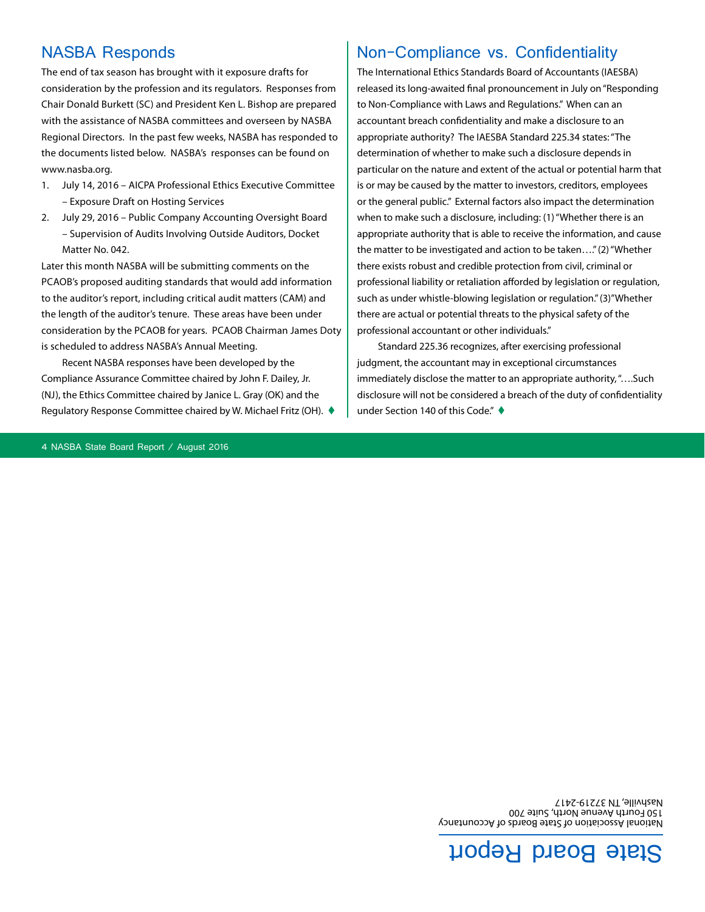## NASBA Responds

The end of tax season has brought with it exposure drafts for consideration by the profession and its regulators. Responses from Chair Donald Burkett (SC) and President Ken L. Bishop are prepared with the assistance of NASBA committees and overseen by NASBA Regional Directors. In the past few weeks, NASBA has responded to the documents listed below. NASBA's responses can be found on www.nasba.org.

1. July 14, 2016 – AICPA Professional Ethics Executive Committee – Exposure Draft on Hosting Services
2. July 29, 2016 – Public Company Accounting Oversight Board – Supervision of Audits Involving Outside Auditors, Docket Matter No. 042.

Later this month NASBA will be submitting comments on the PCAOB's proposed auditing standards that would add information to the auditor's report, including critical audit matters (CAM) and the length of the auditor's tenure. These areas have been under consideration by the PCAOB for years. PCAOB Chairman James Doty is scheduled to address NASBA's Annual Meeting.

Recent NASBA responses have been developed by the Compliance Assurance Committee chaired by John F. Dailey, Jr. (NJ), the Ethics Committee chaired by Janice L. Gray (OK) and the Regulatory Response Committee chaired by W. Michael Fritz (OH). ♦

## Non-Compliance vs. Confidentiality

The International Ethics Standards Board of Accountants (IAESBA) released its long-awaited final pronouncement in July on "Responding to Non-Compliance with Laws and Regulations." When can an accountant breach confidentiality and make a disclosure to an appropriate authority? The IAESBA Standard 225.34 states: "The determination of whether to make such a disclosure depends in particular on the nature and extent of the actual or potential harm that is or may be caused by the matter to investors, creditors, employees or the general public." External factors also impact the determination when to make such a disclosure, including: (1) "Whether there is an appropriate authority that is able to receive the information, and cause the matter to be investigated and action to be taken…." (2) "Whether there exists robust and credible protection from civil, criminal or professional liability or retaliation afforded by legislation or regulation, such as under whistle-blowing legislation or regulation." (3)"Whether there are actual or potential threats to the physical safety of the professional accountant or other individuals."

Standard 225.36 recognizes, after exercising professional judgment, the accountant may in exceptional circumstances immediately disclose the matter to an appropriate authority, "….Such disclosure will not be considered a breach of the duty of confidentiality under Section 140 of this Code." ♦

State Board Report

National Association of State Boards of Accountancy
150 Fourth Avenue North, Suite 700
Nashville, TN 37219-2417